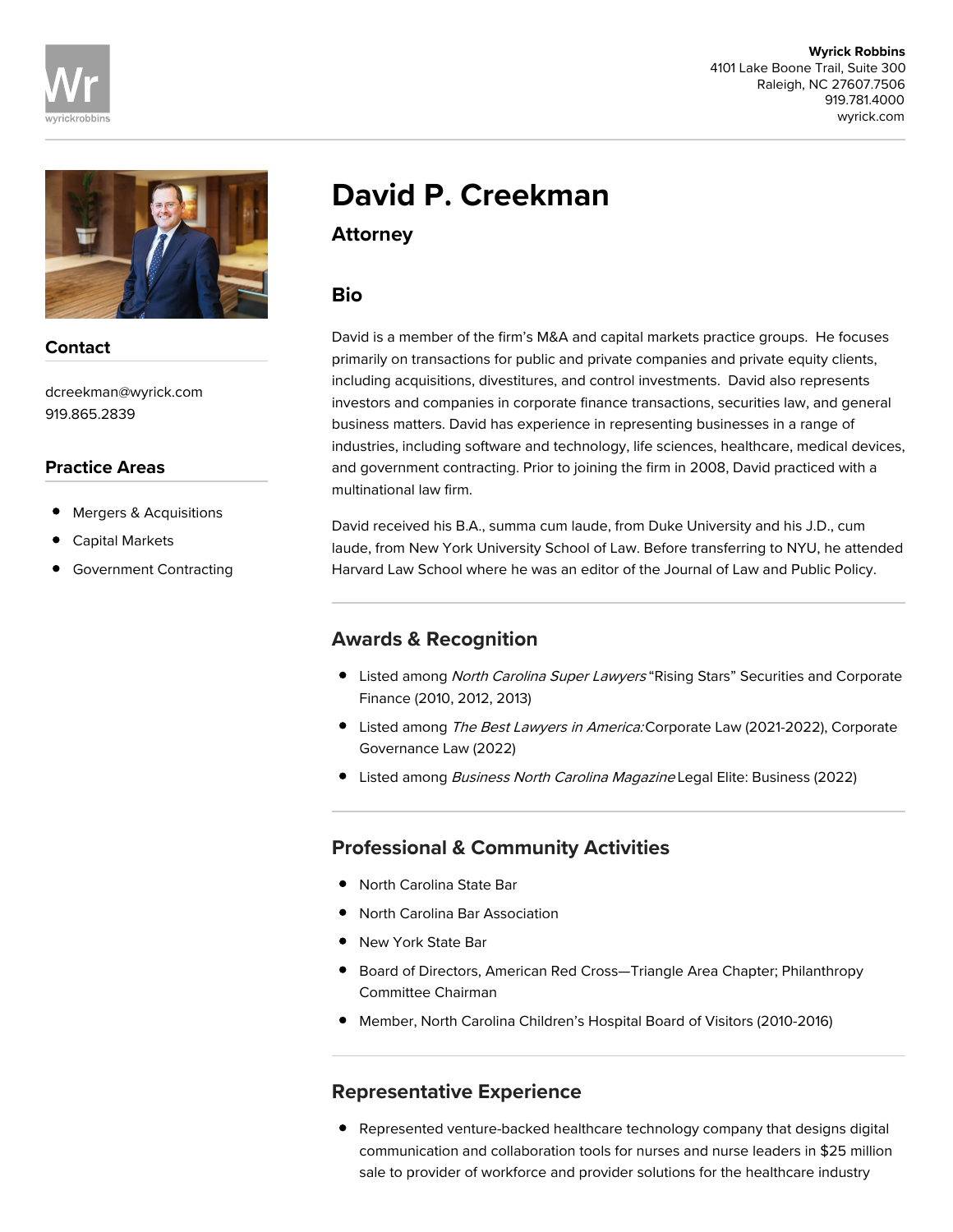**Wyrick Robbins**
4101 Lake Boone Trail, Suite 300
Raleigh, NC 27607.7506
919.781.4000
wyrick.com

# David P. Creekman

## Attorney

### Contact

dcreekman@wyrick.com
919.865.2839

### Practice Areas

- Mergers & Acquisitions
- Capital Markets
- Government Contracting

### Bio

David is a member of the firm's M&A and capital markets practice groups. He focuses primarily on transactions for public and private companies and private equity clients, including acquisitions, divestitures, and control investments. David also represents investors and companies in corporate finance transactions, securities law, and general business matters. David has experience in representing businesses in a range of industries, including software and technology, life sciences, healthcare, medical devices, and government contracting. Prior to joining the firm in 2008, David practiced with a multinational law firm.

David received his B.A., summa cum laude, from Duke University and his J.D., cum laude, from New York University School of Law. Before transferring to NYU, he attended Harvard Law School where he was an editor of the Journal of Law and Public Policy.

### Awards & Recognition

- Listed among *North Carolina Super Lawyers* "Rising Stars" Securities and Corporate Finance (2010, 2012, 2013)
- Listed among *The Best Lawyers in America:* Corporate Law (2021-2022), Corporate Governance Law (2022)
- Listed among *Business North Carolina Magazine* Legal Elite: Business (2022)

### Professional & Community Activities

- North Carolina State Bar
- North Carolina Bar Association
- New York State Bar
- Board of Directors, American Red Cross—Triangle Area Chapter; Philanthropy Committee Chairman
- Member, North Carolina Children's Hospital Board of Visitors (2010-2016)

### Representative Experience

- Represented venture-backed healthcare technology company that designs digital communication and collaboration tools for nurses and nurse leaders in $25 million sale to provider of workforce and provider solutions for the healthcare industry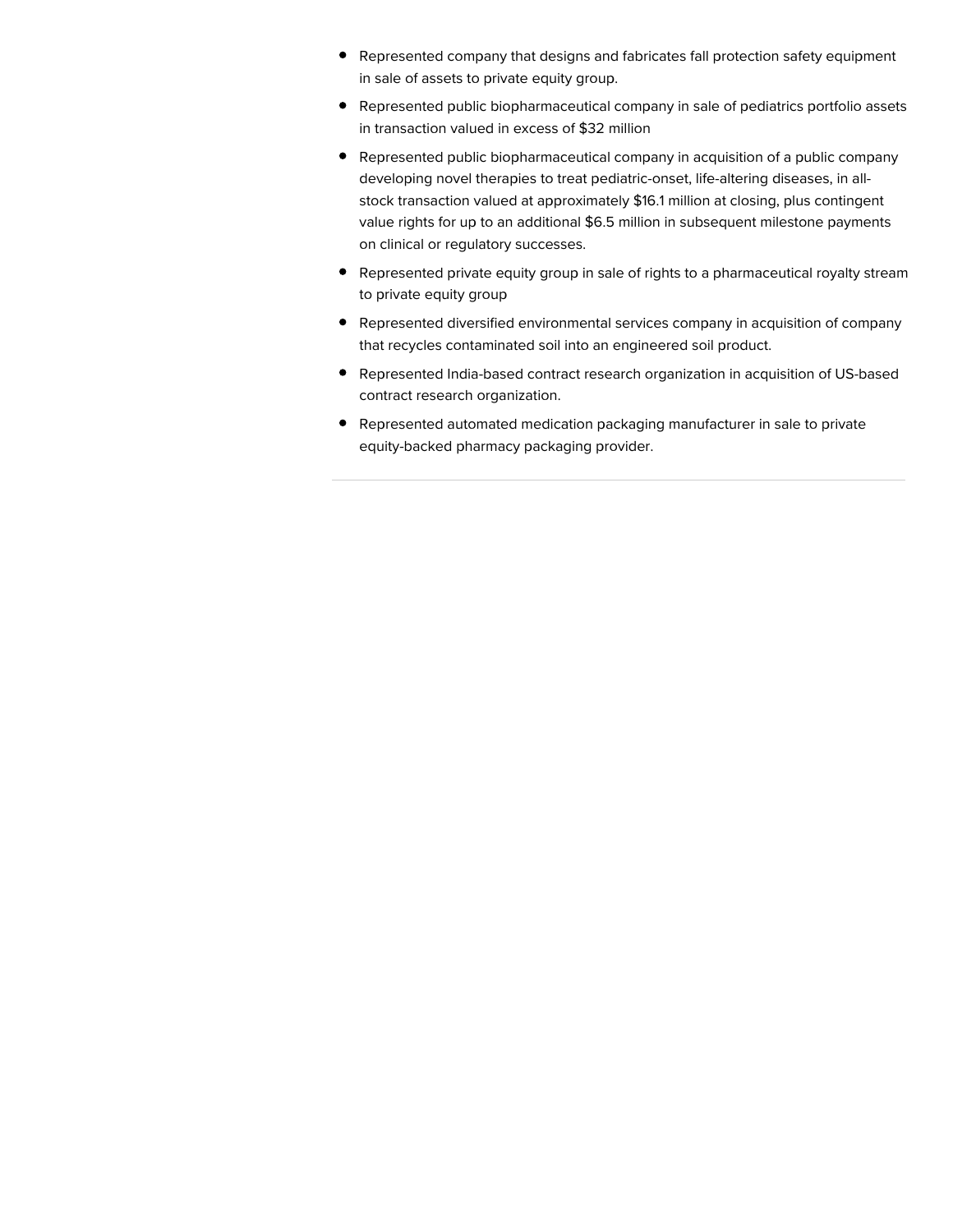- Represented company that designs and fabricates fall protection safety equipment in sale of assets to private equity group.
- Represented public biopharmaceutical company in sale of pediatrics portfolio assets in transaction valued in excess of $32 million
- Represented public biopharmaceutical company in acquisition of a public company developing novel therapies to treat pediatric-onset, life-altering diseases, in all-stock transaction valued at approximately $16.1 million at closing, plus contingent value rights for up to an additional $6.5 million in subsequent milestone payments on clinical or regulatory successes.
- Represented private equity group in sale of rights to a pharmaceutical royalty stream to private equity group
- Represented diversified environmental services company in acquisition of company that recycles contaminated soil into an engineered soil product.
- Represented India-based contract research organization in acquisition of US-based contract research organization.
- Represented automated medication packaging manufacturer in sale to private equity-backed pharmacy packaging provider.